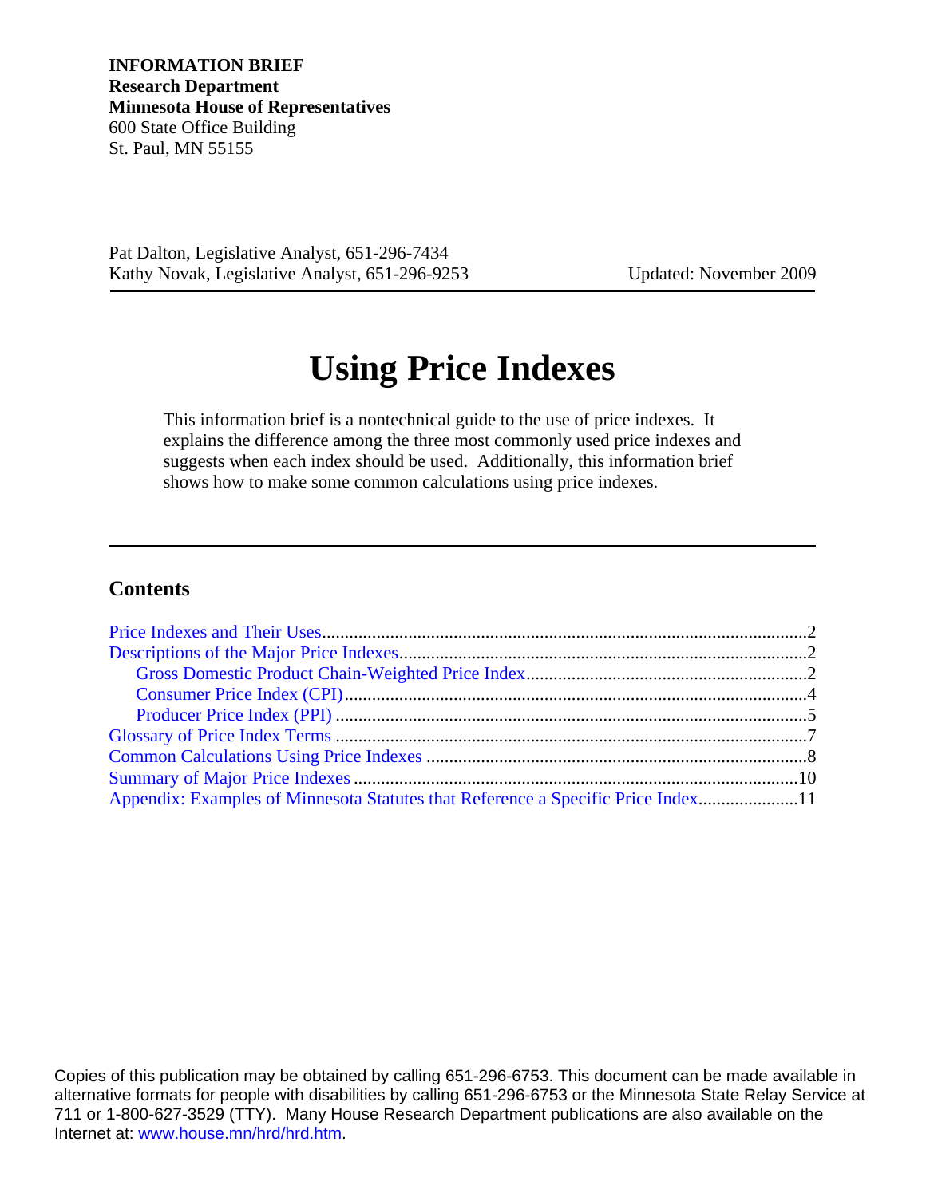**INFORMATION BRIEF**
**Research Department**
**Minnesota House of Representatives**
600 State Office Building
St. Paul, MN 55155

Pat Dalton, Legislative Analyst, 651-296-7434
Kathy Novak, Legislative Analyst, 651-296-9253

Updated: November 2009

# Using Price Indexes

This information brief is a nontechnical guide to the use of price indexes. It explains the difference among the three most commonly used price indexes and suggests when each index should be used. Additionally, this information brief shows how to make some common calculations using price indexes.

## Contents

Price Indexes and Their Uses........................................2
Descriptions of the Major Price Indexes........................2
- Gross Domestic Product Chain-Weighted Price Index........2
- Consumer Price Index (CPI)........................................4
- Producer Price Index (PPI)..........................................5

Glossary of Price Index Terms........................................7
Common Calculations Using Price Indexes........................8
Summary of Major Price Indexes....................................10
Appendix: Examples of Minnesota Statutes that Reference a Specific Price Index........11

Copies of this publication may be obtained by calling 651-296-6753. This document can be made available in alternative formats for people with disabilities by calling 651-296-6753 or the Minnesota State Relay Service at 711 or 1-800-627-3529 (TTY). Many House Research Department publications are also available on the Internet at: www.house.mn/hrd/hrd.htm.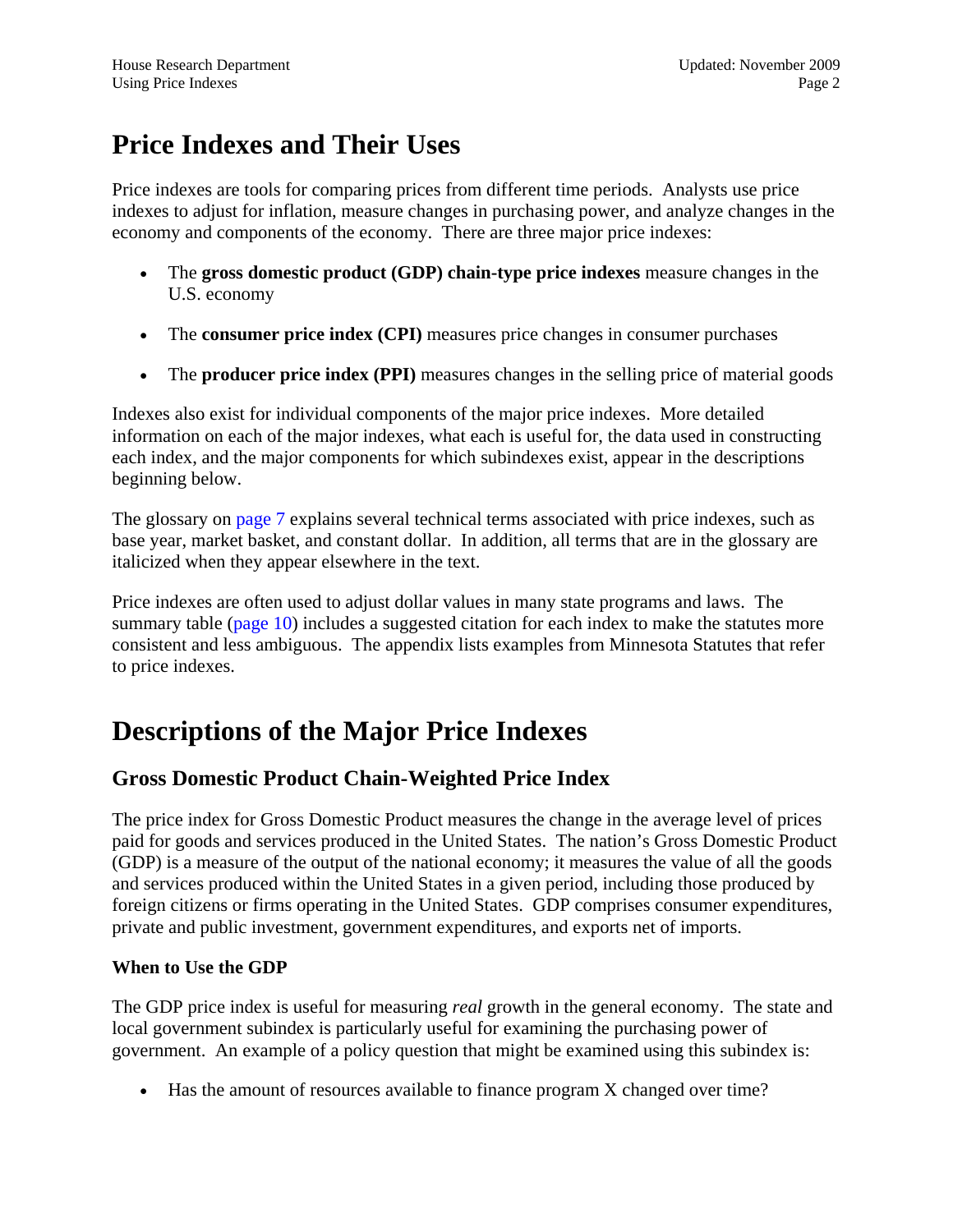# Price Indexes and Their Uses

Price indexes are tools for comparing prices from different time periods. Analysts use price indexes to adjust for inflation, measure changes in purchasing power, and analyze changes in the economy and components of the economy. There are three major price indexes:

- The **gross domestic product (GDP) chain-type price indexes** measure changes in the U.S. economy
- The **consumer price index (CPI)** measures price changes in consumer purchases
- The **producer price index (PPI)** measures changes in the selling price of material goods

Indexes also exist for individual components of the major price indexes. More detailed information on each of the major indexes, what each is useful for, the data used in constructing each index, and the major components for which subindexes exist, appear in the descriptions beginning below.

The glossary on page 7 explains several technical terms associated with price indexes, such as base year, market basket, and constant dollar. In addition, all terms that are in the glossary are italicized when they appear elsewhere in the text.

Price indexes are often used to adjust dollar values in many state programs and laws. The summary table (page 10) includes a suggested citation for each index to make the statutes more consistent and less ambiguous. The appendix lists examples from Minnesota Statutes that refer to price indexes.

# Descriptions of the Major Price Indexes

## Gross Domestic Product Chain-Weighted Price Index

The price index for Gross Domestic Product measures the change in the average level of prices paid for goods and services produced in the United States. The nation's Gross Domestic Product (GDP) is a measure of the output of the national economy; it measures the value of all the goods and services produced within the United States in a given period, including those produced by foreign citizens or firms operating in the United States. GDP comprises consumer expenditures, private and public investment, government expenditures, and exports net of imports.

### When to Use the GDP

The GDP price index is useful for measuring *real* growth in the general economy. The state and local government subindex is particularly useful for examining the purchasing power of government. An example of a policy question that might be examined using this subindex is:

- Has the amount of resources available to finance program X changed over time?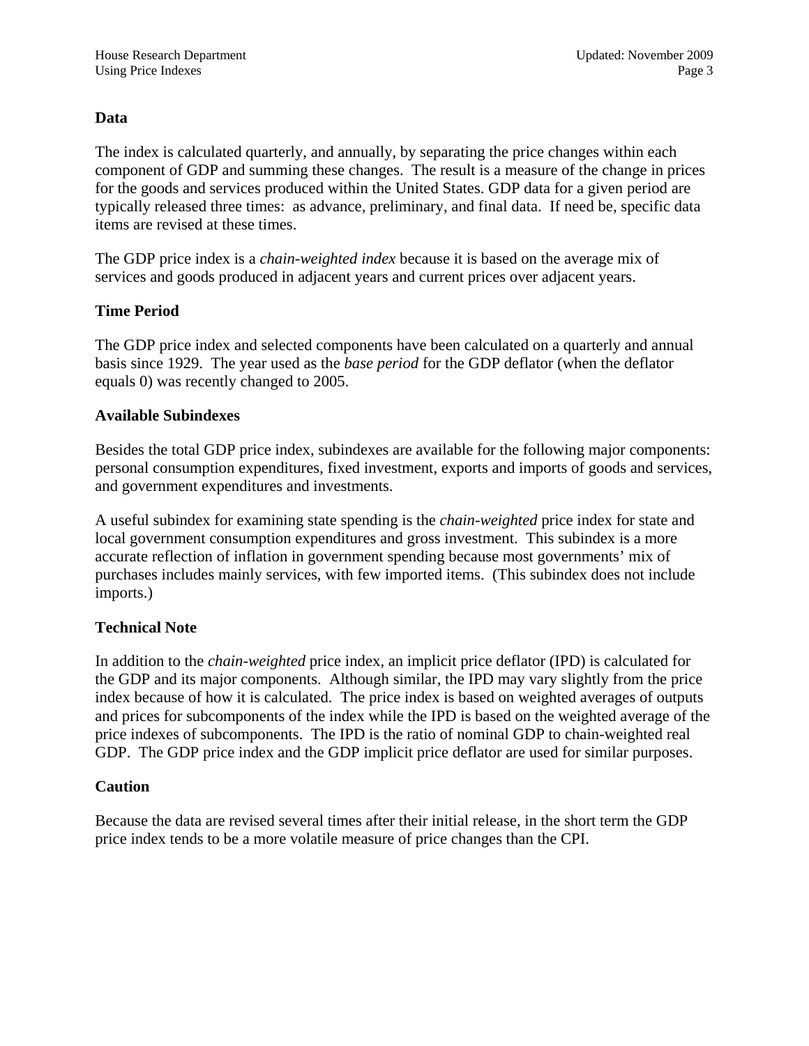**Data**

The index is calculated quarterly, and annually, by separating the price changes within each component of GDP and summing these changes. The result is a measure of the change in prices for the goods and services produced within the United States. GDP data for a given period are typically released three times: as advance, preliminary, and final data. If need be, specific data items are revised at these times.

The GDP price index is a *chain-weighted index* because it is based on the average mix of services and goods produced in adjacent years and current prices over adjacent years.

**Time Period**

The GDP price index and selected components have been calculated on a quarterly and annual basis since 1929. The year used as the *base period* for the GDP deflator (when the deflator equals 0) was recently changed to 2005.

**Available Subindexes**

Besides the total GDP price index, subindexes are available for the following major components: personal consumption expenditures, fixed investment, exports and imports of goods and services, and government expenditures and investments.

A useful subindex for examining state spending is the *chain-weighted* price index for state and local government consumption expenditures and gross investment. This subindex is a more accurate reflection of inflation in government spending because most governments' mix of purchases includes mainly services, with few imported items. (This subindex does not include imports.)

**Technical Note**

In addition to the *chain-weighted* price index, an implicit price deflator (IPD) is calculated for the GDP and its major components. Although similar, the IPD may vary slightly from the price index because of how it is calculated. The price index is based on weighted averages of outputs and prices for subcomponents of the index while the IPD is based on the weighted average of the price indexes of subcomponents. The IPD is the ratio of nominal GDP to chain-weighted real GDP. The GDP price index and the GDP implicit price deflator are used for similar purposes.

**Caution**

Because the data are revised several times after their initial release, in the short term the GDP price index tends to be a more volatile measure of price changes than the CPI.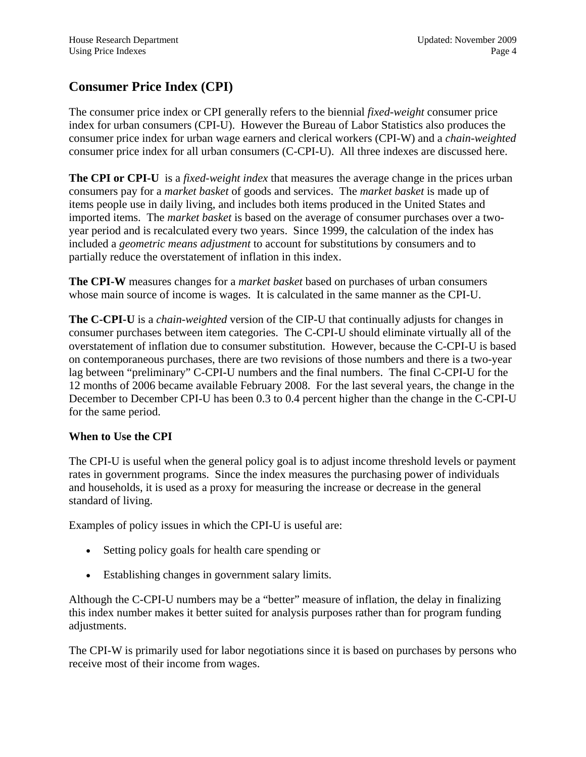## Consumer Price Index (CPI)

The consumer price index or CPI generally refers to the biennial *fixed-weight* consumer price index for urban consumers (CPI-U). However the Bureau of Labor Statistics also produces the consumer price index for urban wage earners and clerical workers (CPI-W) and a *chain-weighted* consumer price index for all urban consumers (C-CPI-U). All three indexes are discussed here.

**The CPI or CPI-U** is a *fixed-weight index* that measures the average change in the prices urban consumers pay for a *market basket* of goods and services. The *market basket* is made up of items people use in daily living, and includes both items produced in the United States and imported items. The *market basket* is based on the average of consumer purchases over a two-year period and is recalculated every two years. Since 1999, the calculation of the index has included a *geometric means adjustment* to account for substitutions by consumers and to partially reduce the overstatement of inflation in this index.

**The CPI-W** measures changes for a *market basket* based on purchases of urban consumers whose main source of income is wages. It is calculated in the same manner as the CPI-U.

**The C-CPI-U** is a *chain-weighted* version of the CIP-U that continually adjusts for changes in consumer purchases between item categories. The C-CPI-U should eliminate virtually all of the overstatement of inflation due to consumer substitution. However, because the C-CPI-U is based on contemporaneous purchases, there are two revisions of those numbers and there is a two-year lag between "preliminary" C-CPI-U numbers and the final numbers. The final C-CPI-U for the 12 months of 2006 became available February 2008. For the last several years, the change in the December to December CPI-U has been 0.3 to 0.4 percent higher than the change in the C-CPI-U for the same period.

### When to Use the CPI

The CPI-U is useful when the general policy goal is to adjust income threshold levels or payment rates in government programs. Since the index measures the purchasing power of individuals and households, it is used as a proxy for measuring the increase or decrease in the general standard of living.

Examples of policy issues in which the CPI-U is useful are:

- Setting policy goals for health care spending or
- Establishing changes in government salary limits.

Although the C-CPI-U numbers may be a "better" measure of inflation, the delay in finalizing this index number makes it better suited for analysis purposes rather than for program funding adjustments.

The CPI-W is primarily used for labor negotiations since it is based on purchases by persons who receive most of their income from wages.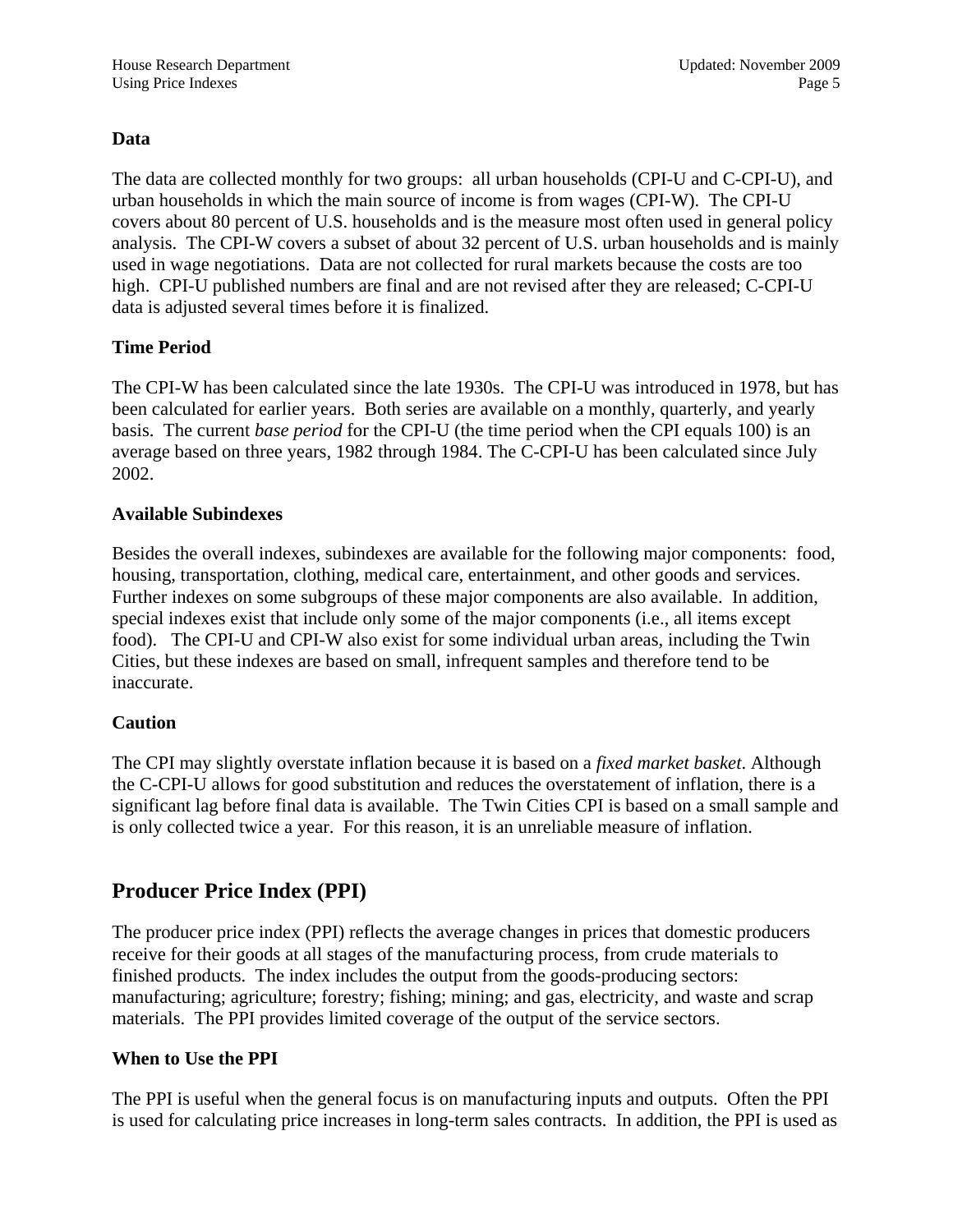**Data**

The data are collected monthly for two groups: all urban households (CPI-U and C-CPI-U), and urban households in which the main source of income is from wages (CPI-W). The CPI-U covers about 80 percent of U.S. households and is the measure most often used in general policy analysis. The CPI-W covers a subset of about 32 percent of U.S. urban households and is mainly used in wage negotiations. Data are not collected for rural markets because the costs are too high. CPI-U published numbers are final and are not revised after they are released; C-CPI-U data is adjusted several times before it is finalized.

**Time Period**

The CPI-W has been calculated since the late 1930s. The CPI-U was introduced in 1978, but has been calculated for earlier years. Both series are available on a monthly, quarterly, and yearly basis. The current *base period* for the CPI-U (the time period when the CPI equals 100) is an average based on three years, 1982 through 1984. The C-CPI-U has been calculated since July 2002.

**Available Subindexes**

Besides the overall indexes, subindexes are available for the following major components: food, housing, transportation, clothing, medical care, entertainment, and other goods and services. Further indexes on some subgroups of these major components are also available. In addition, special indexes exist that include only some of the major components (i.e., all items except food). The CPI-U and CPI-W also exist for some individual urban areas, including the Twin Cities, but these indexes are based on small, infrequent samples and therefore tend to be inaccurate.

**Caution**

The CPI may slightly overstate inflation because it is based on a *fixed market basket*. Although the C-CPI-U allows for good substitution and reduces the overstatement of inflation, there is a significant lag before final data is available. The Twin Cities CPI is based on a small sample and is only collected twice a year. For this reason, it is an unreliable measure of inflation.

## Producer Price Index (PPI)

The producer price index (PPI) reflects the average changes in prices that domestic producers receive for their goods at all stages of the manufacturing process, from crude materials to finished products. The index includes the output from the goods-producing sectors: manufacturing; agriculture; forestry; fishing; mining; and gas, electricity, and waste and scrap materials. The PPI provides limited coverage of the output of the service sectors.

**When to Use the PPI**

The PPI is useful when the general focus is on manufacturing inputs and outputs. Often the PPI is used for calculating price increases in long-term sales contracts. In addition, the PPI is used as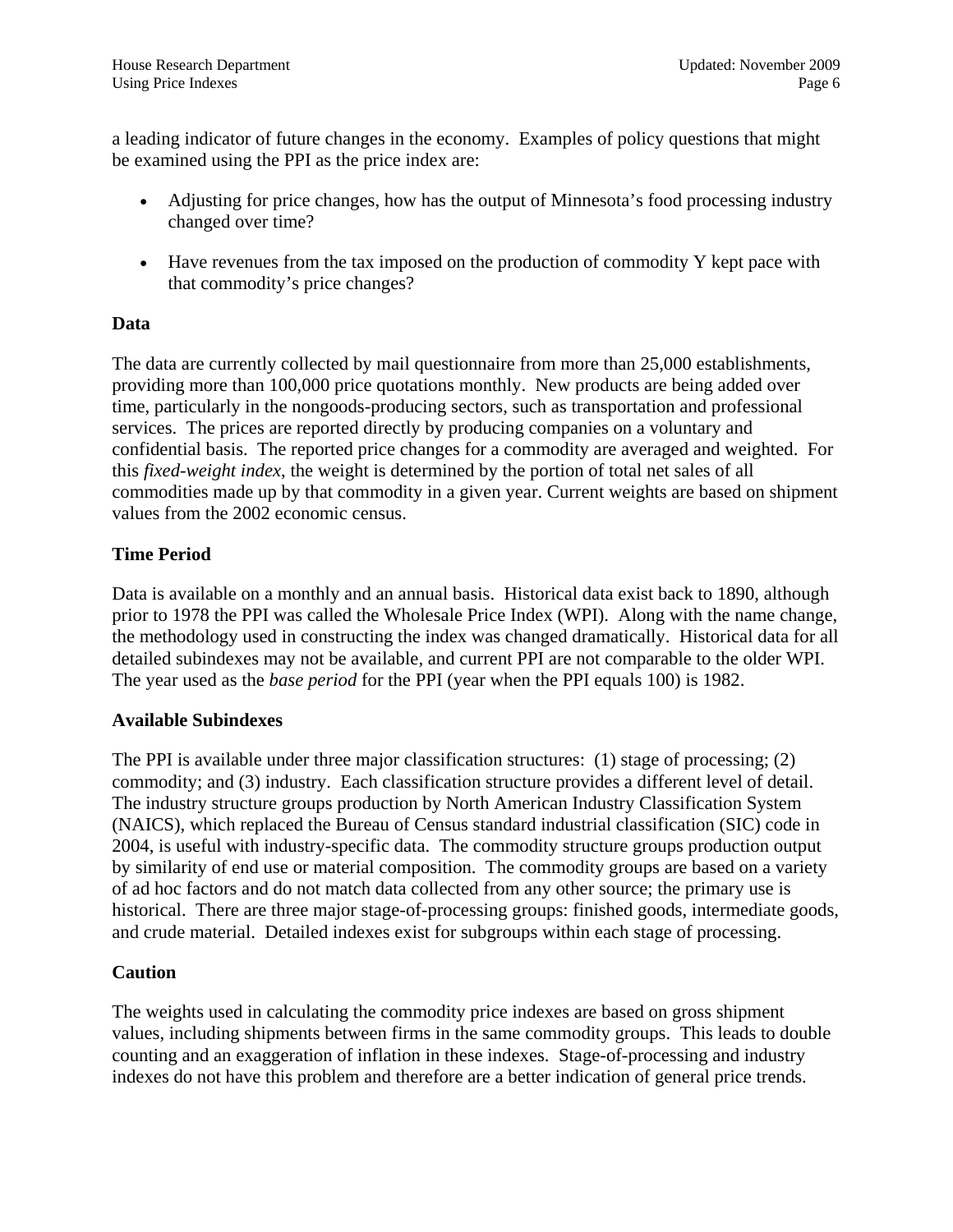a leading indicator of future changes in the economy. Examples of policy questions that might be examined using the PPI as the price index are:

- Adjusting for price changes, how has the output of Minnesota's food processing industry changed over time?
- Have revenues from the tax imposed on the production of commodity Y kept pace with that commodity's price changes?

**Data**

The data are currently collected by mail questionnaire from more than 25,000 establishments, providing more than 100,000 price quotations monthly. New products are being added over time, particularly in the nongoods-producing sectors, such as transportation and professional services. The prices are reported directly by producing companies on a voluntary and confidential basis. The reported price changes for a commodity are averaged and weighted. For this *fixed-weight index*, the weight is determined by the portion of total net sales of all commodities made up by that commodity in a given year. Current weights are based on shipment values from the 2002 economic census.

**Time Period**

Data is available on a monthly and an annual basis. Historical data exist back to 1890, although prior to 1978 the PPI was called the Wholesale Price Index (WPI). Along with the name change, the methodology used in constructing the index was changed dramatically. Historical data for all detailed subindexes may not be available, and current PPI are not comparable to the older WPI. The year used as the *base period* for the PPI (year when the PPI equals 100) is 1982.

**Available Subindexes**

The PPI is available under three major classification structures: (1) stage of processing; (2) commodity; and (3) industry. Each classification structure provides a different level of detail. The industry structure groups production by North American Industry Classification System (NAICS), which replaced the Bureau of Census standard industrial classification (SIC) code in 2004, is useful with industry-specific data. The commodity structure groups production output by similarity of end use or material composition. The commodity groups are based on a variety of ad hoc factors and do not match data collected from any other source; the primary use is historical. There are three major stage-of-processing groups: finished goods, intermediate goods, and crude material. Detailed indexes exist for subgroups within each stage of processing.

**Caution**

The weights used in calculating the commodity price indexes are based on gross shipment values, including shipments between firms in the same commodity groups. This leads to double counting and an exaggeration of inflation in these indexes. Stage-of-processing and industry indexes do not have this problem and therefore are a better indication of general price trends.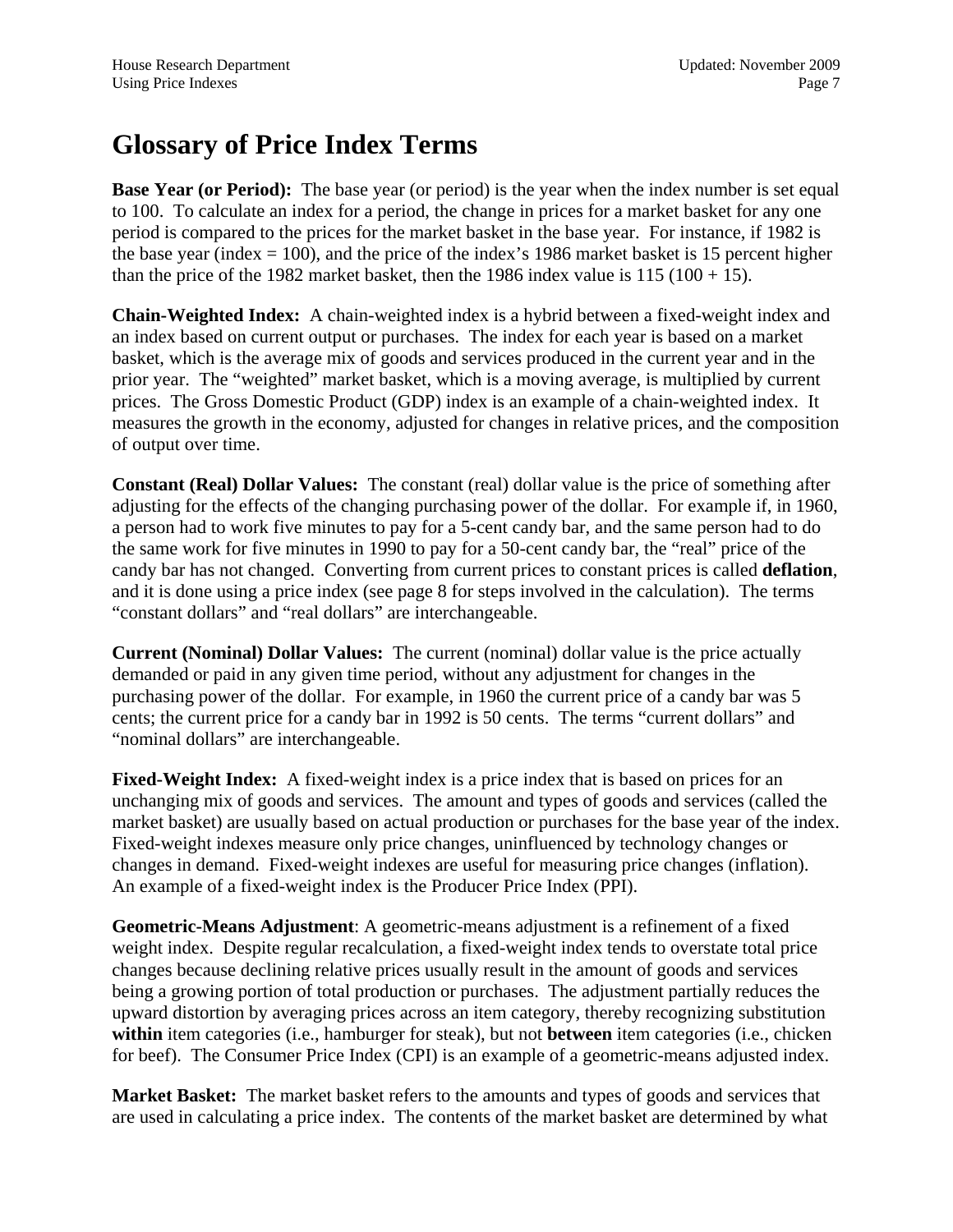# Glossary of Price Index Terms

**Base Year (or Period):** The base year (or period) is the year when the index number is set equal to 100. To calculate an index for a period, the change in prices for a market basket for any one period is compared to the prices for the market basket in the base year. For instance, if 1982 is the base year (index = 100), and the price of the index's 1986 market basket is 15 percent higher than the price of the 1982 market basket, then the 1986 index value is 115 (100 + 15).

**Chain-Weighted Index:** A chain-weighted index is a hybrid between a fixed-weight index and an index based on current output or purchases. The index for each year is based on a market basket, which is the average mix of goods and services produced in the current year and in the prior year. The "weighted" market basket, which is a moving average, is multiplied by current prices. The Gross Domestic Product (GDP) index is an example of a chain-weighted index. It measures the growth in the economy, adjusted for changes in relative prices, and the composition of output over time.

**Constant (Real) Dollar Values:** The constant (real) dollar value is the price of something after adjusting for the effects of the changing purchasing power of the dollar. For example if, in 1960, a person had to work five minutes to pay for a 5-cent candy bar, and the same person had to do the same work for five minutes in 1990 to pay for a 50-cent candy bar, the "real" price of the candy bar has not changed. Converting from current prices to constant prices is called **deflation**, and it is done using a price index (see page 8 for steps involved in the calculation). The terms "constant dollars" and "real dollars" are interchangeable.

**Current (Nominal) Dollar Values:** The current (nominal) dollar value is the price actually demanded or paid in any given time period, without any adjustment for changes in the purchasing power of the dollar. For example, in 1960 the current price of a candy bar was 5 cents; the current price for a candy bar in 1992 is 50 cents. The terms "current dollars" and "nominal dollars" are interchangeable.

**Fixed-Weight Index:** A fixed-weight index is a price index that is based on prices for an unchanging mix of goods and services. The amount and types of goods and services (called the market basket) are usually based on actual production or purchases for the base year of the index. Fixed-weight indexes measure only price changes, uninfluenced by technology changes or changes in demand. Fixed-weight indexes are useful for measuring price changes (inflation). An example of a fixed-weight index is the Producer Price Index (PPI).

**Geometric-Means Adjustment**: A geometric-means adjustment is a refinement of a fixed weight index. Despite regular recalculation, a fixed-weight index tends to overstate total price changes because declining relative prices usually result in the amount of goods and services being a growing portion of total production or purchases. The adjustment partially reduces the upward distortion by averaging prices across an item category, thereby recognizing substitution **within** item categories (i.e., hamburger for steak), but not **between** item categories (i.e., chicken for beef). The Consumer Price Index (CPI) is an example of a geometric-means adjusted index.

**Market Basket:** The market basket refers to the amounts and types of goods and services that are used in calculating a price index. The contents of the market basket are determined by what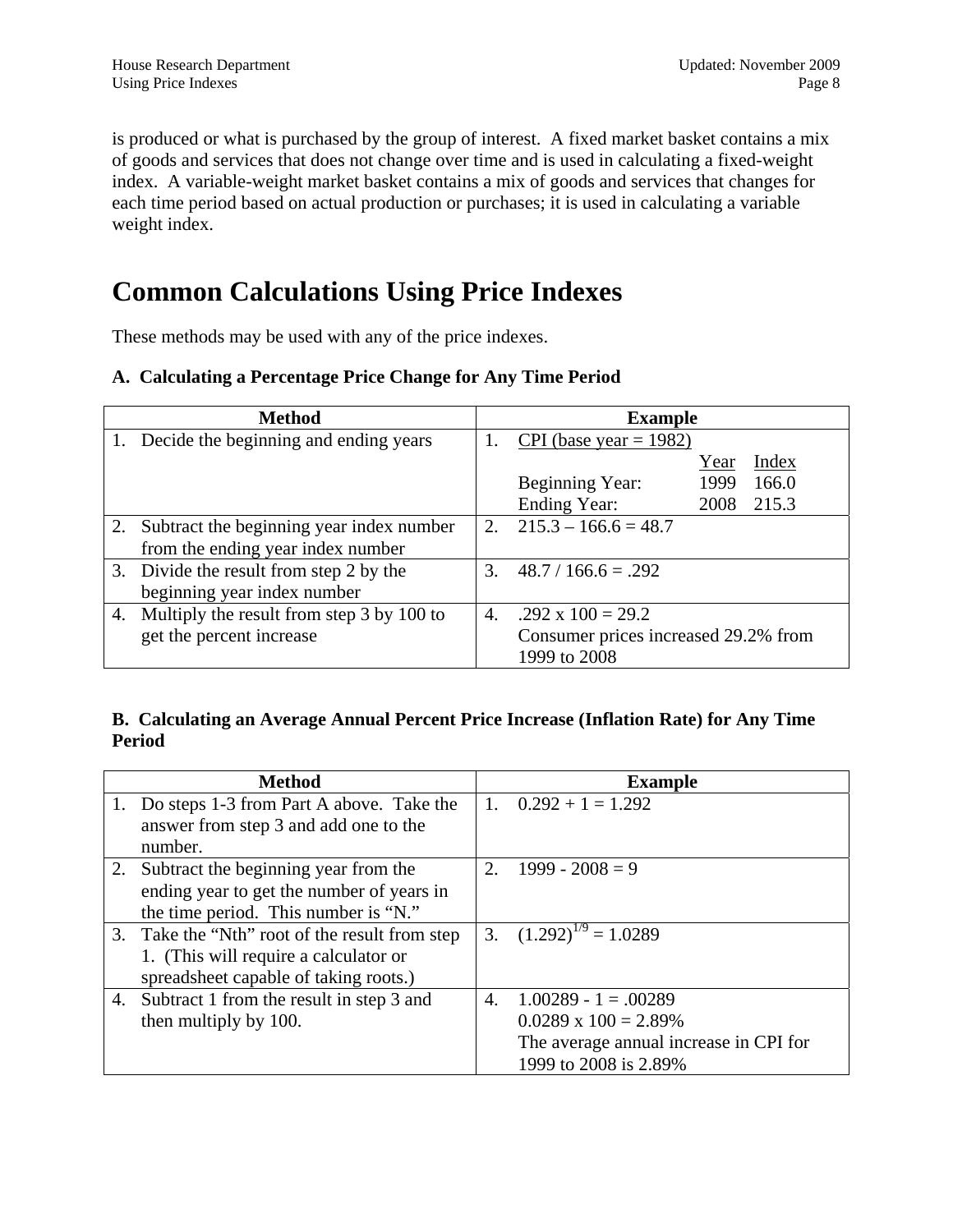is produced or what is purchased by the group of interest. A fixed market basket contains a mix of goods and services that does not change over time and is used in calculating a fixed-weight index. A variable-weight market basket contains a mix of goods and services that changes for each time period based on actual production or purchases; it is used in calculating a variable weight index.

# Common Calculations Using Price Indexes

These methods may be used with any of the price indexes.

### A. Calculating a Percentage Price Change for Any Time Period

| Method | Example |
|---|---|
| 1. Decide the beginning and ending years | 1. CPI (base year = 1982)<br>Year / Index<br>Beginning Year: 1999 166.0<br>Ending Year: 2008 215.3 |
| 2. Subtract the beginning year index number from the ending year index number | 2. 215.3 – 166.6 = 48.7 |
| 3. Divide the result from step 2 by the beginning year index number | 3. 48.7 / 166.6 = .292 |
| 4. Multiply the result from step 3 by 100 to get the percent increase | 4. .292 x 100 = 29.2<br>Consumer prices increased 29.2% from 1999 to 2008 |

### B. Calculating an Average Annual Percent Price Increase (Inflation Rate) for Any Time Period

| Method | Example |
|---|---|
| 1. Do steps 1-3 from Part A above. Take the answer from step 3 and add one to the number. | 1. 0.292 + 1 = 1.292 |
| 2. Subtract the beginning year from the ending year to get the number of years in the time period. This number is "N." | 2. 1999 - 2008 = 9 |
| 3. Take the "Nth" root of the result from step 1. (This will require a calculator or spreadsheet capable of taking roots.) | 3. $(1.292)^{1/9} = 1.0289$ |
| 4. Subtract 1 from the result in step 3 and then multiply by 100. | 4. 1.00289 - 1 = .00289<br>0.0289 x 100 = 2.89%<br>The average annual increase in CPI for 1999 to 2008 is 2.89% |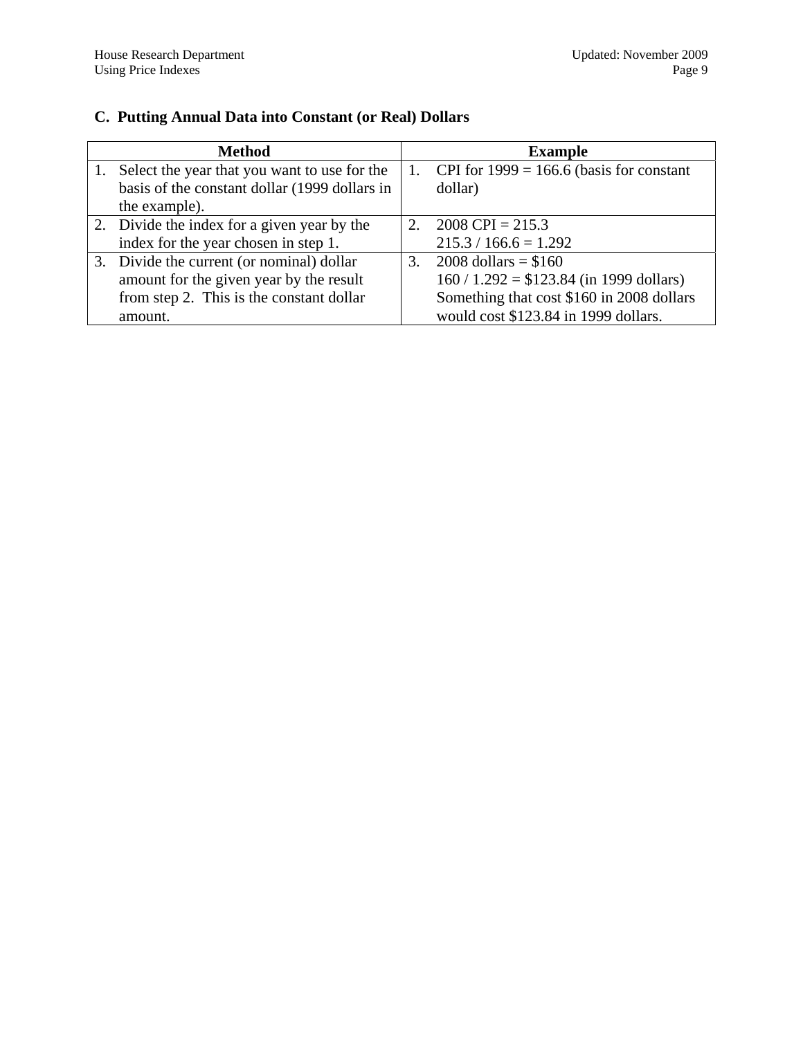## C. Putting Annual Data into Constant (or Real) Dollars

| Method | Example |
|---|---|
| 1. Select the year that you want to use for the basis of the constant dollar (1999 dollars in the example). | 1. CPI for 1999 = 166.6 (basis for constant dollar) |
| 2. Divide the index for a given year by the index for the year chosen in step 1. | 2. 2008 CPI = 215.3<br>215.3 / 166.6 = 1.292 |
| 3. Divide the current (or nominal) dollar amount for the given year by the result from step 2. This is the constant dollar amount. | 3. 2008 dollars = $160<br>160 / 1.292 = $123.84 (in 1999 dollars)<br>Something that cost $160 in 2008 dollars would cost $123.84 in 1999 dollars. |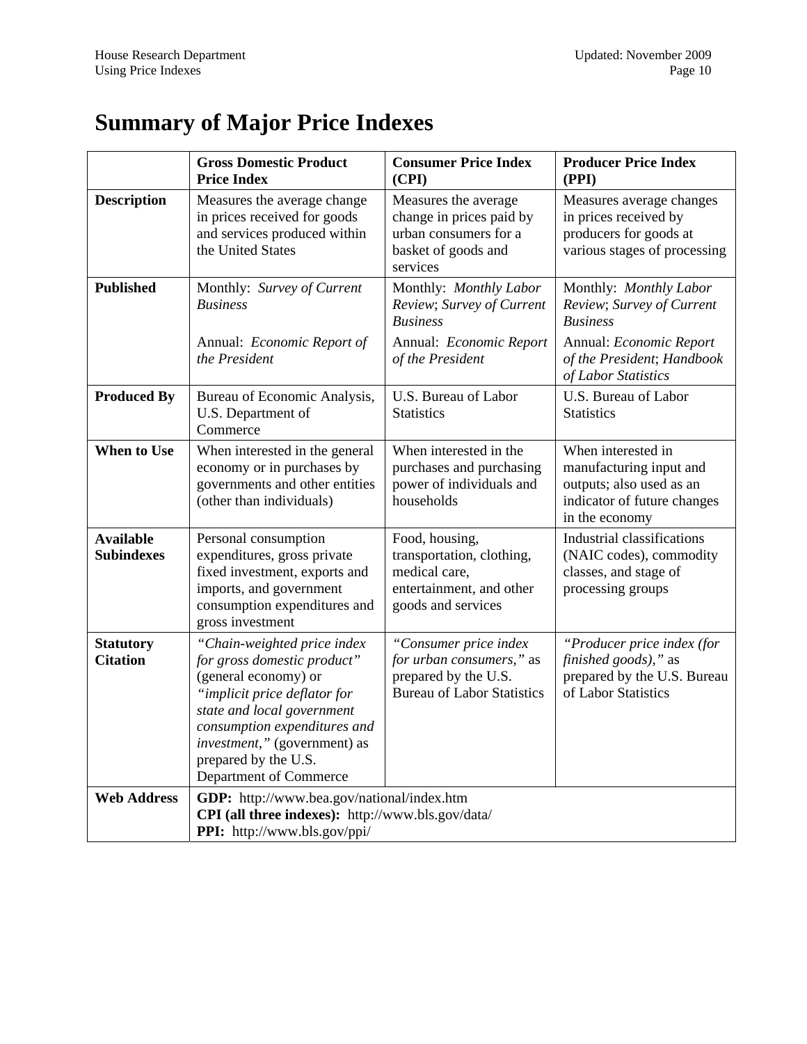# Summary of Major Price Indexes

| | **Gross Domestic Product Price Index** | **Consumer Price Index (CPI)** | **Producer Price Index (PPI)** |
|---|---|---|---|
| **Description** | Measures the average change in prices received for goods and services produced within the United States | Measures the average change in prices paid by urban consumers for a basket of goods and services | Measures average changes in prices received by producers for goods at various stages of processing |
| **Published** | Monthly: *Survey of Current Business*<br><br>Annual: *Economic Report of the President* | Monthly: *Monthly Labor Review*; *Survey of Current Business*<br><br>Annual: *Economic Report of the President* | Monthly: *Monthly Labor Review*; *Survey of Current Business*<br><br>Annual: *Economic Report of the President*; *Handbook of Labor Statistics* |
| **Produced By** | Bureau of Economic Analysis, U.S. Department of Commerce | U.S. Bureau of Labor Statistics | U.S. Bureau of Labor Statistics |
| **When to Use** | When interested in the general economy or in purchases by governments and other entities (other than individuals) | When interested in the purchases and purchasing power of individuals and households | When interested in manufacturing input and outputs; also used as an indicator of future changes in the economy |
| **Available Subindexes** | Personal consumption expenditures, gross private fixed investment, exports and imports, and government consumption expenditures and gross investment | Food, housing, transportation, clothing, medical care, entertainment, and other goods and services | Industrial classifications (NAIC codes), commodity classes, and stage of processing groups |
| **Statutory Citation** | *"Chain-weighted price index for gross domestic product"* (general economy) or *"implicit price deflator for state and local government consumption expenditures and investment,"* (government) as prepared by the U.S. Department of Commerce | *"Consumer price index for urban consumers,"* as prepared by the U.S. Bureau of Labor Statistics | *"Producer price index (for finished goods),"* as prepared by the U.S. Bureau of Labor Statistics |
| **Web Address** | **GDP:** http://www.bea.gov/national/index.htm<br>**CPI (all three indexes):** http://www.bls.gov/data/<br>**PPI:** http://www.bls.gov/ppi/ | | |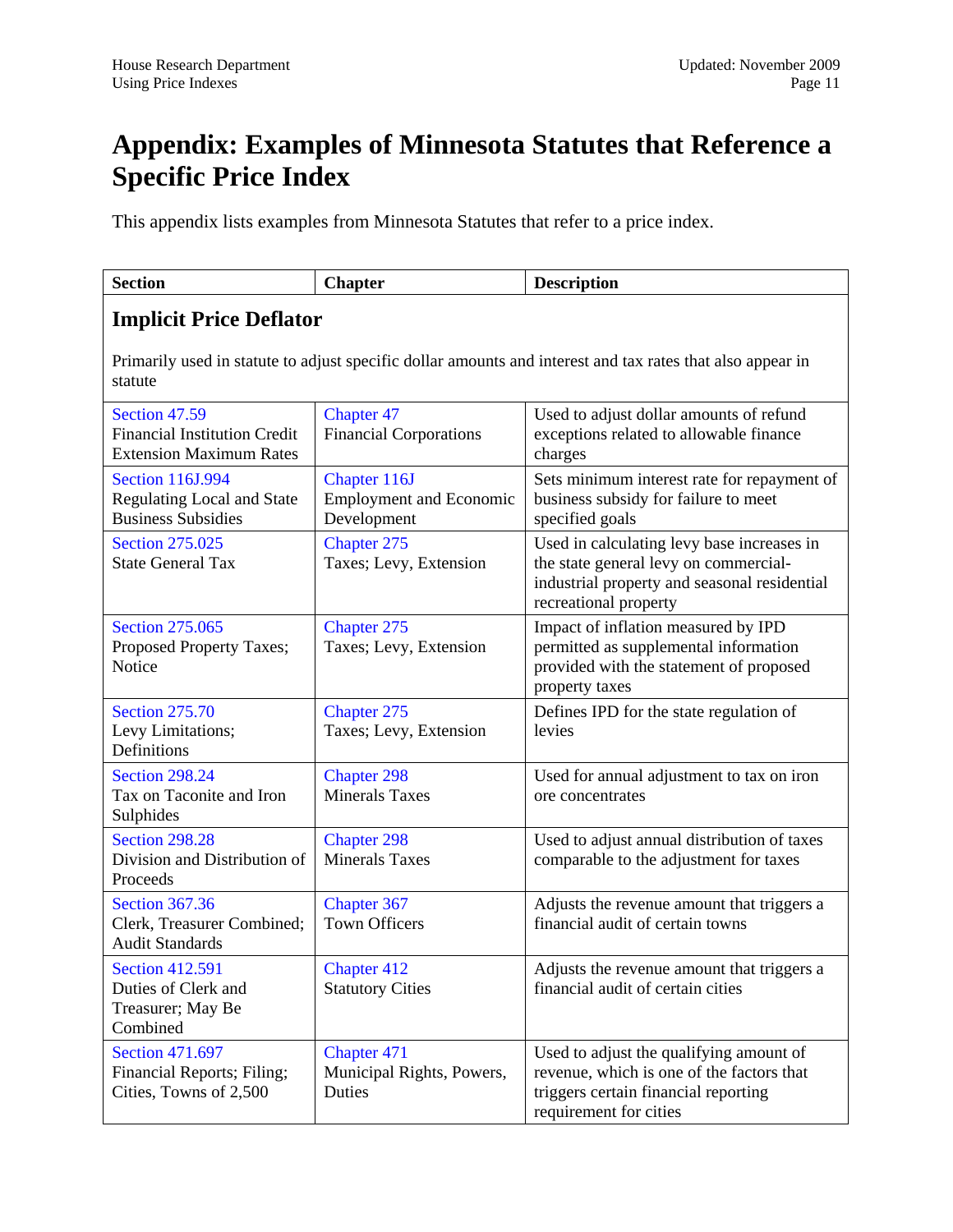# Appendix: Examples of Minnesota Statutes that Reference a Specific Price Index

This appendix lists examples from Minnesota Statutes that refer to a price index.

| Section | Chapter | Description |
|---|---|---|
| **Implicit Price Deflator**<br><br>Primarily used in statute to adjust specific dollar amounts and interest and tax rates that also appear in statute | | |
| Section 47.59<br>Financial Institution Credit Extension Maximum Rates | Chapter 47<br>Financial Corporations | Used to adjust dollar amounts of refund exceptions related to allowable finance charges |
| Section 116J.994<br>Regulating Local and State Business Subsidies | Chapter 116J<br>Employment and Economic Development | Sets minimum interest rate for repayment of business subsidy for failure to meet specified goals |
| Section 275.025<br>State General Tax | Chapter 275<br>Taxes; Levy, Extension | Used in calculating levy base increases in the state general levy on commercial-industrial property and seasonal residential recreational property |
| Section 275.065<br>Proposed Property Taxes; Notice | Chapter 275<br>Taxes; Levy, Extension | Impact of inflation measured by IPD permitted as supplemental information provided with the statement of proposed property taxes |
| Section 275.70<br>Levy Limitations; Definitions | Chapter 275<br>Taxes; Levy, Extension | Defines IPD for the state regulation of levies |
| Section 298.24<br>Tax on Taconite and Iron Sulphides | Chapter 298<br>Minerals Taxes | Used for annual adjustment to tax on iron ore concentrates |
| Section 298.28<br>Division and Distribution of Proceeds | Chapter 298<br>Minerals Taxes | Used to adjust annual distribution of taxes comparable to the adjustment for taxes |
| Section 367.36<br>Clerk, Treasurer Combined; Audit Standards | Chapter 367<br>Town Officers | Adjusts the revenue amount that triggers a financial audit of certain towns |
| Section 412.591<br>Duties of Clerk and Treasurer; May Be Combined | Chapter 412<br>Statutory Cities | Adjusts the revenue amount that triggers a financial audit of certain cities |
| Section 471.697<br>Financial Reports; Filing; Cities, Towns of 2,500 | Chapter 471<br>Municipal Rights, Powers, Duties | Used to adjust the qualifying amount of revenue, which is one of the factors that triggers certain financial reporting requirement for cities |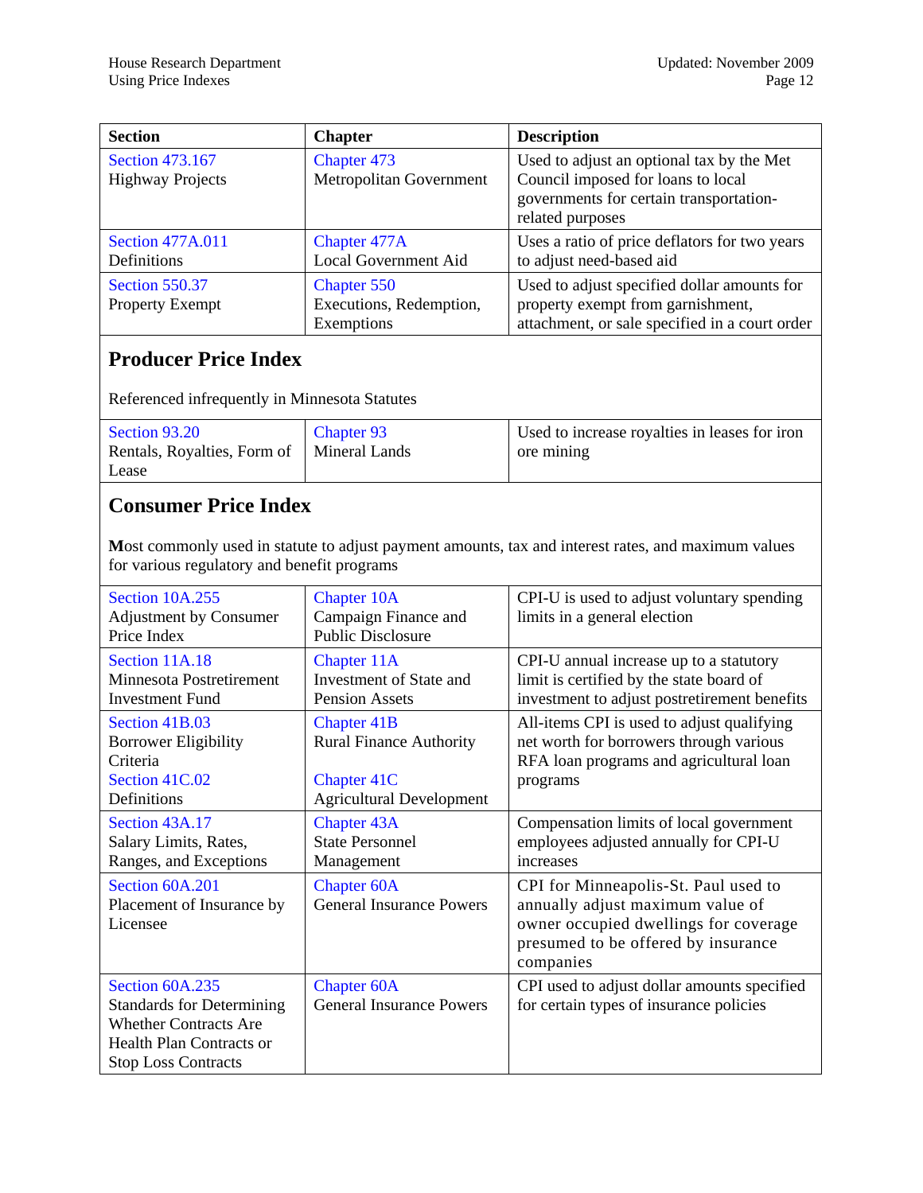| Section | Chapter | Description |
|---|---|---|
| Section 473.167 Highway Projects | Chapter 473 Metropolitan Government | Used to adjust an optional tax by the Met Council imposed for loans to local governments for certain transportation-related purposes |
| Section 477A.011 Definitions | Chapter 477A Local Government Aid | Uses a ratio of price deflators for two years to adjust need-based aid |
| Section 550.37 Property Exempt | Chapter 550 Executions, Redemption, Exemptions | Used to adjust specified dollar amounts for property exempt from garnishment, attachment, or sale specified in a court order |

## Producer Price Index

Referenced infrequently in Minnesota Statutes

| Section | Chapter | Description |
|---|---|---|
| Section 93.20 Rentals, Royalties, Form of Lease | Chapter 93 Mineral Lands | Used to increase royalties in leases for iron ore mining |

## Consumer Price Index

Most commonly used in statute to adjust payment amounts, tax and interest rates, and maximum values for various regulatory and benefit programs

| Section | Chapter | Description |
|---|---|---|
| Section 10A.255 Adjustment by Consumer Price Index | Chapter 10A Campaign Finance and Public Disclosure | CPI-U is used to adjust voluntary spending limits in a general election |
| Section 11A.18 Minnesota Postretirement Investment Fund | Chapter 11A Investment of State and Pension Assets | CPI-U annual increase up to a statutory limit is certified by the state board of investment to adjust postretirement benefits |
| Section 41B.03 Borrower Eligibility Criteria<br>Section 41C.02 Definitions | Chapter 41B Rural Finance Authority<br>Chapter 41C Agricultural Development | All-items CPI is used to adjust qualifying net worth for borrowers through various RFA loan programs and agricultural loan programs |
| Section 43A.17 Salary Limits, Rates, Ranges, and Exceptions | Chapter 43A State Personnel Management | Compensation limits of local government employees adjusted annually for CPI-U increases |
| Section 60A.201 Placement of Insurance by Licensee | Chapter 60A General Insurance Powers | CPI for Minneapolis-St. Paul used to annually adjust maximum value of owner occupied dwellings for coverage presumed to be offered by insurance companies |
| Section 60A.235 Standards for Determining Whether Contracts Are Health Plan Contracts or Stop Loss Contracts | Chapter 60A General Insurance Powers | CPI used to adjust dollar amounts specified for certain types of insurance policies |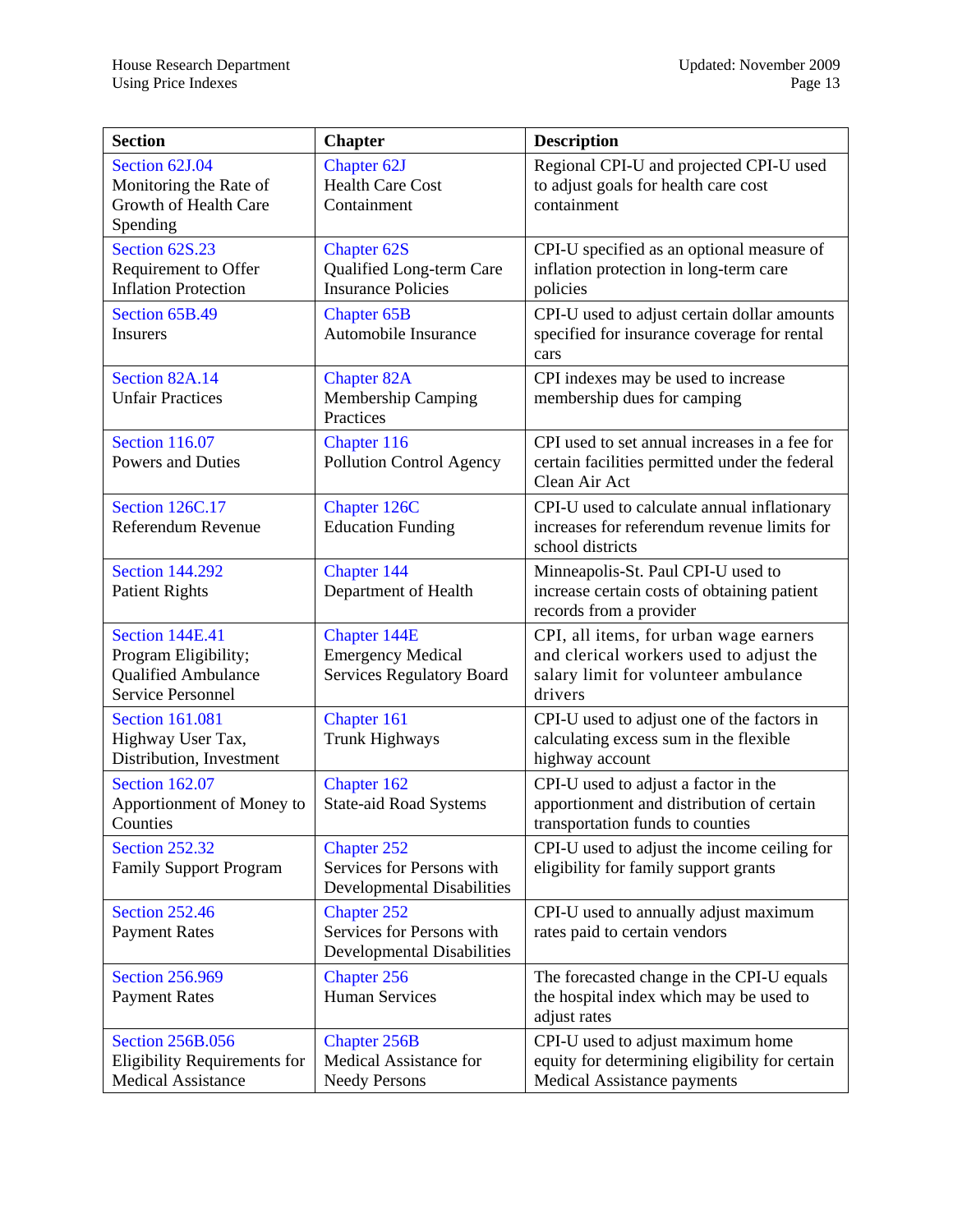| Section | Chapter | Description |
|---|---|---|
| Section 62J.04 Monitoring the Rate of Growth of Health Care Spending | Chapter 62J Health Care Cost Containment | Regional CPI-U and projected CPI-U used to adjust goals for health care cost containment |
| Section 62S.23 Requirement to Offer Inflation Protection | Chapter 62S Qualified Long-term Care Insurance Policies | CPI-U specified as an optional measure of inflation protection in long-term care policies |
| Section 65B.49 Insurers | Chapter 65B Automobile Insurance | CPI-U used to adjust certain dollar amounts specified for insurance coverage for rental cars |
| Section 82A.14 Unfair Practices | Chapter 82A Membership Camping Practices | CPI indexes may be used to increase membership dues for camping |
| Section 116.07 Powers and Duties | Chapter 116 Pollution Control Agency | CPI used to set annual increases in a fee for certain facilities permitted under the federal Clean Air Act |
| Section 126C.17 Referendum Revenue | Chapter 126C Education Funding | CPI-U used to calculate annual inflationary increases for referendum revenue limits for school districts |
| Section 144.292 Patient Rights | Chapter 144 Department of Health | Minneapolis-St. Paul CPI-U used to increase certain costs of obtaining patient records from a provider |
| Section 144E.41 Program Eligibility; Qualified Ambulance Service Personnel | Chapter 144E Emergency Medical Services Regulatory Board | CPI, all items, for urban wage earners and clerical workers used to adjust the salary limit for volunteer ambulance drivers |
| Section 161.081 Highway User Tax, Distribution, Investment | Chapter 161 Trunk Highways | CPI-U used to adjust one of the factors in calculating excess sum in the flexible highway account |
| Section 162.07 Apportionment of Money to Counties | Chapter 162 State-aid Road Systems | CPI-U used to adjust a factor in the apportionment and distribution of certain transportation funds to counties |
| Section 252.32 Family Support Program | Chapter 252 Services for Persons with Developmental Disabilities | CPI-U used to adjust the income ceiling for eligibility for family support grants |
| Section 252.46 Payment Rates | Chapter 252 Services for Persons with Developmental Disabilities | CPI-U used to annually adjust maximum rates paid to certain vendors |
| Section 256.969 Payment Rates | Chapter 256 Human Services | The forecasted change in the CPI-U equals the hospital index which may be used to adjust rates |
| Section 256B.056 Eligibility Requirements for Medical Assistance | Chapter 256B Medical Assistance for Needy Persons | CPI-U used to adjust maximum home equity for determining eligibility for certain Medical Assistance payments |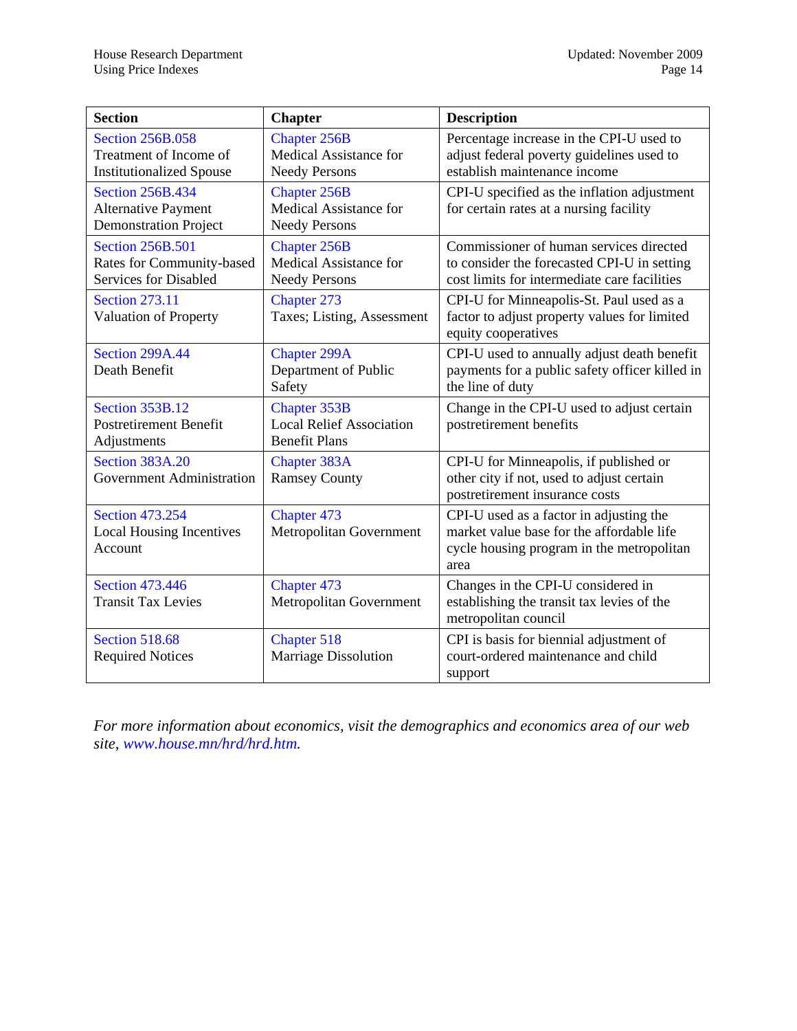| Section | Chapter | Description |
|---|---|---|
| Section 256B.058 Treatment of Income of Institutionalized Spouse | Chapter 256B Medical Assistance for Needy Persons | Percentage increase in the CPI-U used to adjust federal poverty guidelines used to establish maintenance income |
| Section 256B.434 Alternative Payment Demonstration Project | Chapter 256B Medical Assistance for Needy Persons | CPI-U specified as the inflation adjustment for certain rates at a nursing facility |
| Section 256B.501 Rates for Community-based Services for Disabled | Chapter 256B Medical Assistance for Needy Persons | Commissioner of human services directed to consider the forecasted CPI-U in setting cost limits for intermediate care facilities |
| Section 273.11 Valuation of Property | Chapter 273 Taxes; Listing, Assessment | CPI-U for Minneapolis-St. Paul used as a factor to adjust property values for limited equity cooperatives |
| Section 299A.44 Death Benefit | Chapter 299A Department of Public Safety | CPI-U used to annually adjust death benefit payments for a public safety officer killed in the line of duty |
| Section 353B.12 Postretirement Benefit Adjustments | Chapter 353B Local Relief Association Benefit Plans | Change in the CPI-U used to adjust certain postretirement benefits |
| Section 383A.20 Government Administration | Chapter 383A Ramsey County | CPI-U for Minneapolis, if published or other city if not, used to adjust certain postretirement insurance costs |
| Section 473.254 Local Housing Incentives Account | Chapter 473 Metropolitan Government | CPI-U used as a factor in adjusting the market value base for the affordable life cycle housing program in the metropolitan area |
| Section 473.446 Transit Tax Levies | Chapter 473 Metropolitan Government | Changes in the CPI-U considered in establishing the transit tax levies of the metropolitan council |
| Section 518.68 Required Notices | Chapter 518 Marriage Dissolution | CPI is basis for biennial adjustment of court-ordered maintenance and child support |

*For more information about economics, visit the demographics and economics area of our web site, www.house.mn/hrd/hrd.htm.*